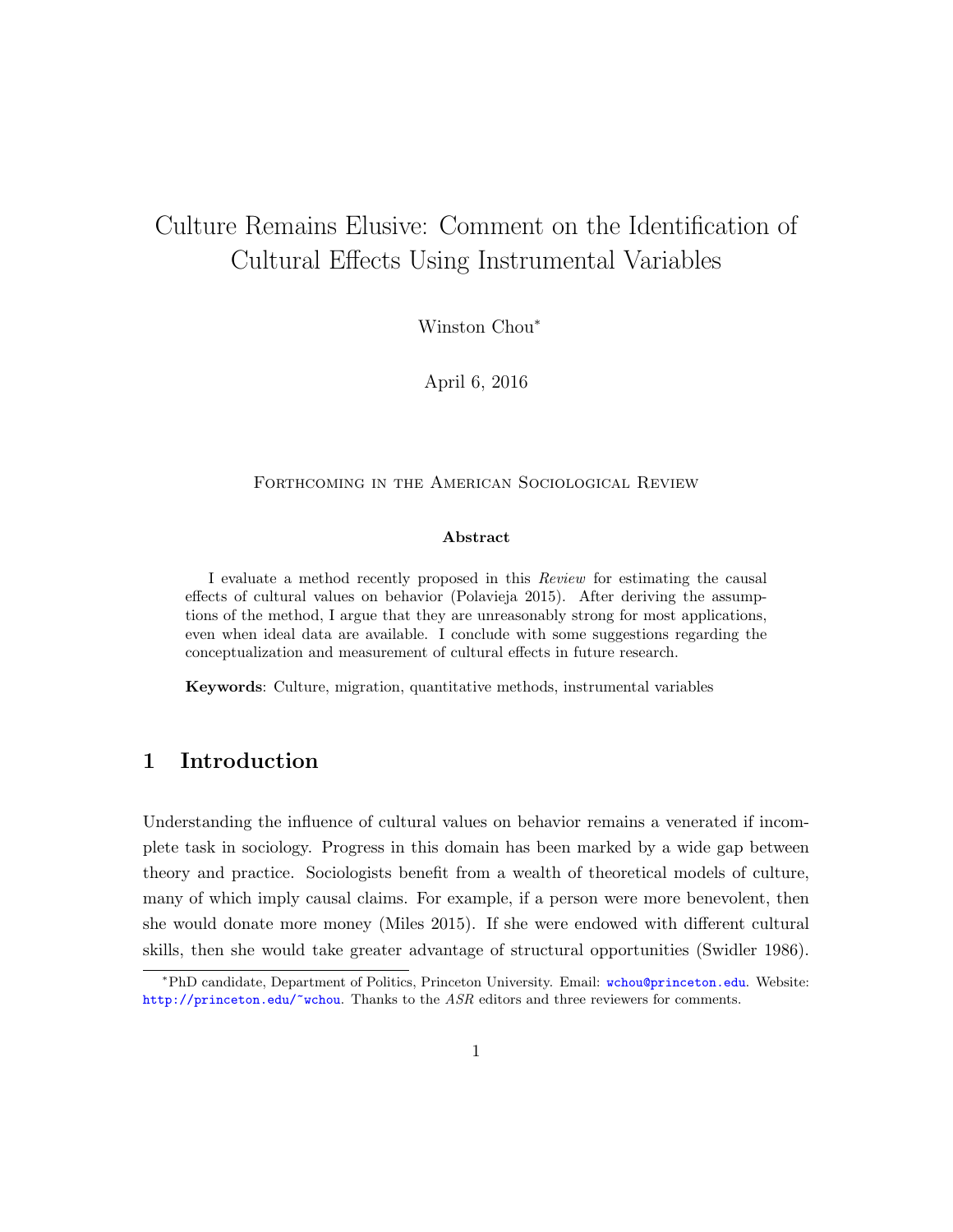# Culture Remains Elusive: Comment on the Identification of Cultural Effects Using Instrumental Variables

Winston Chou[*]

April 6, 2016

Forthcoming in the American Sociological Review

**Abstract**

I evaluate a method recently proposed in this *Review* for estimating the causal effects of cultural values on behavior (Polavieja 2015). After deriving the assumptions of the method, I argue that they are unreasonably strong for most applications, even when ideal data are available. I conclude with some suggestions regarding the conceptualization and measurement of cultural effects in future research.

**Keywords**: Culture, migration, quantitative methods, instrumental variables

## 1 Introduction

Understanding the influence of cultural values on behavior remains a venerated if incomplete task in sociology. Progress in this domain has been marked by a wide gap between theory and practice. Sociologists benefit from a wealth of theoretical models of culture, many of which imply causal claims. For example, if a person were more benevolent, then she would donate more money (Miles 2015). If she were endowed with different cultural skills, then she would take greater advantage of structural opportunities (Swidler 1986).

[*] PhD candidate, Department of Politics, Princeton University. Email: wchou@princeton.edu. Website: http://princeton.edu/~wchou. Thanks to the *ASR* editors and three reviewers for comments.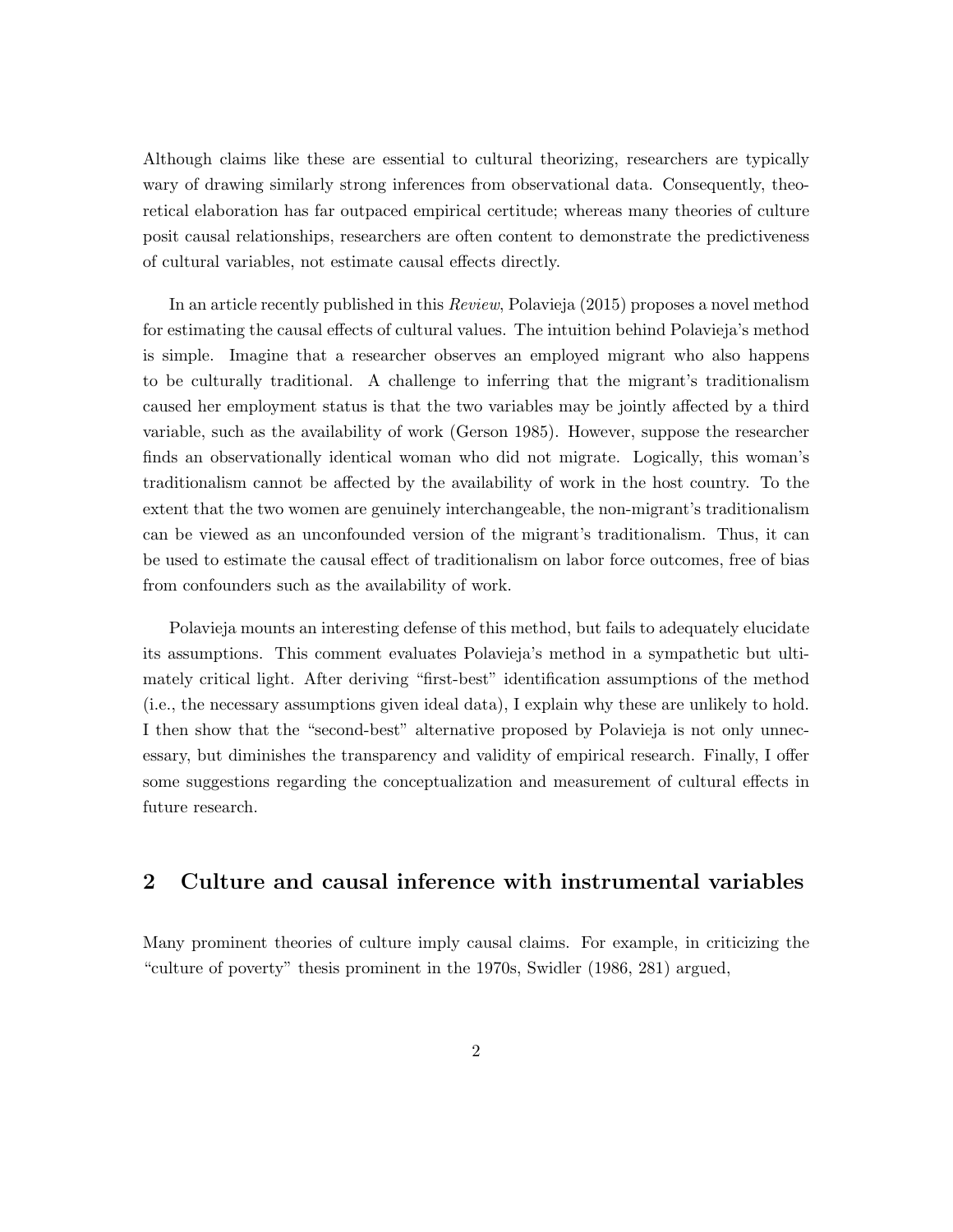Although claims like these are essential to cultural theorizing, researchers are typically wary of drawing similarly strong inferences from observational data. Consequently, theoretical elaboration has far outpaced empirical certitude; whereas many theories of culture posit causal relationships, researchers are often content to demonstrate the predictiveness of cultural variables, not estimate causal effects directly.

In an article recently published in this *Review*, Polavieja (2015) proposes a novel method for estimating the causal effects of cultural values. The intuition behind Polavieja's method is simple. Imagine that a researcher observes an employed migrant who also happens to be culturally traditional. A challenge to inferring that the migrant's traditionalism caused her employment status is that the two variables may be jointly affected by a third variable, such as the availability of work (Gerson 1985). However, suppose the researcher finds an observationally identical woman who did not migrate. Logically, this woman's traditionalism cannot be affected by the availability of work in the host country. To the extent that the two women are genuinely interchangeable, the non-migrant's traditionalism can be viewed as an unconfounded version of the migrant's traditionalism. Thus, it can be used to estimate the causal effect of traditionalism on labor force outcomes, free of bias from confounders such as the availability of work.

Polavieja mounts an interesting defense of this method, but fails to adequately elucidate its assumptions. This comment evaluates Polavieja's method in a sympathetic but ultimately critical light. After deriving "first-best" identification assumptions of the method (i.e., the necessary assumptions given ideal data), I explain why these are unlikely to hold. I then show that the "second-best" alternative proposed by Polavieja is not only unnecessary, but diminishes the transparency and validity of empirical research. Finally, I offer some suggestions regarding the conceptualization and measurement of cultural effects in future research.

## 2 Culture and causal inference with instrumental variables

Many prominent theories of culture imply causal claims. For example, in criticizing the "culture of poverty" thesis prominent in the 1970s, Swidler (1986, 281) argued,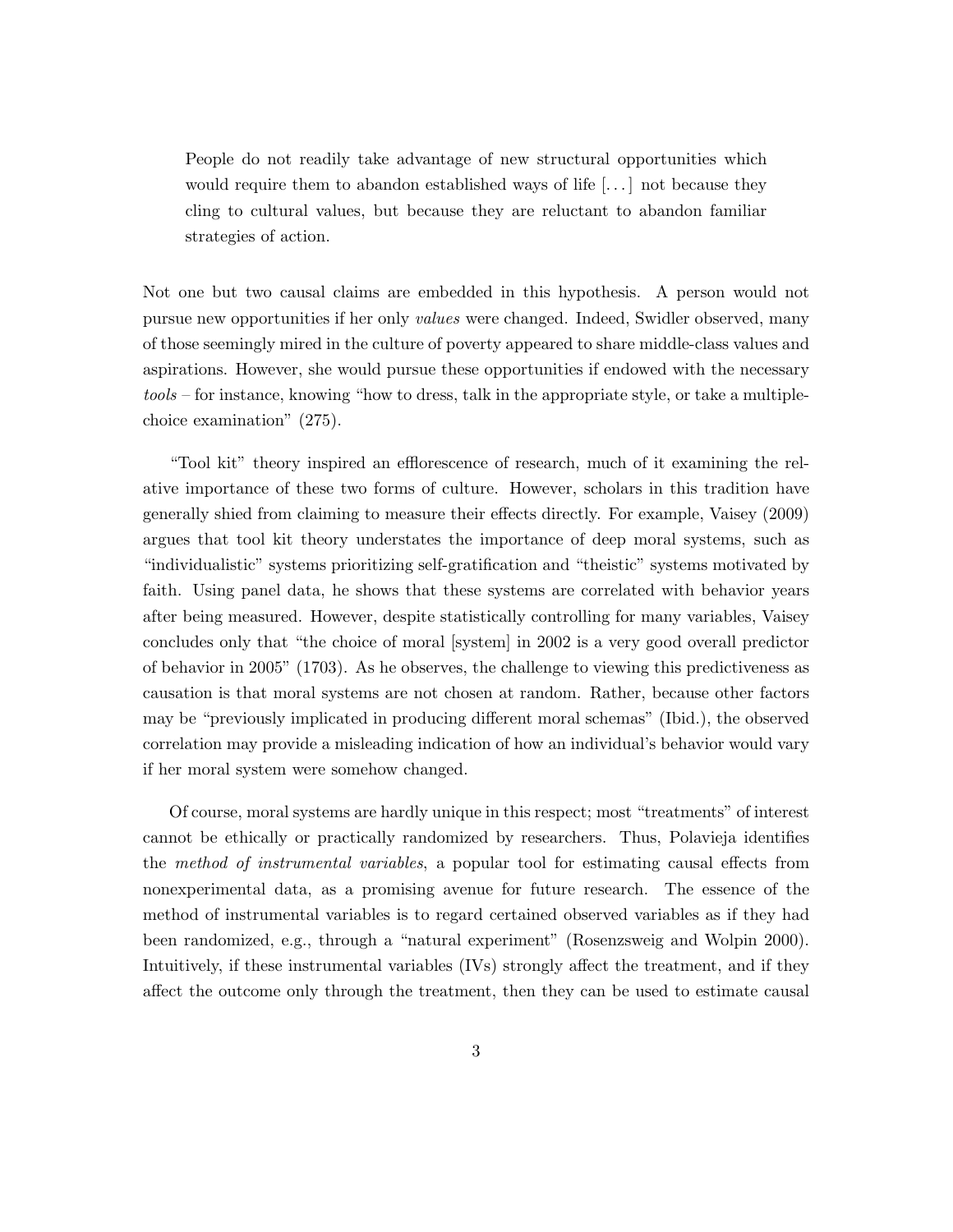> People do not readily take advantage of new structural opportunities which would require them to abandon established ways of life [...] not because they cling to cultural values, but because they are reluctant to abandon familiar strategies of action.

Not one but two causal claims are embedded in this hypothesis. A person would not pursue new opportunities if her only *values* were changed. Indeed, Swidler observed, many of those seemingly mired in the culture of poverty appeared to share middle-class values and aspirations. However, she would pursue these opportunities if endowed with the necessary *tools* – for instance, knowing "how to dress, talk in the appropriate style, or take a multiple-choice examination" (275).

"Tool kit" theory inspired an efflorescence of research, much of it examining the relative importance of these two forms of culture. However, scholars in this tradition have generally shied from claiming to measure their effects directly. For example, Vaisey (2009) argues that tool kit theory understates the importance of deep moral systems, such as "individualistic" systems prioritizing self-gratification and "theistic" systems motivated by faith. Using panel data, he shows that these systems are correlated with behavior years after being measured. However, despite statistically controlling for many variables, Vaisey concludes only that "the choice of moral [system] in 2002 is a very good overall predictor of behavior in 2005" (1703). As he observes, the challenge to viewing this predictiveness as causation is that moral systems are not chosen at random. Rather, because other factors may be "previously implicated in producing different moral schemas" (Ibid.), the observed correlation may provide a misleading indication of how an individual's behavior would vary if her moral system were somehow changed.

Of course, moral systems are hardly unique in this respect; most "treatments" of interest cannot be ethically or practically randomized by researchers. Thus, Polavieja identifies the *method of instrumental variables*, a popular tool for estimating causal effects from nonexperimental data, as a promising avenue for future research. The essence of the method of instrumental variables is to regard certained observed variables as if they had been randomized, e.g., through a "natural experiment" (Rosenzsweig and Wolpin 2000). Intuitively, if these instrumental variables (IVs) strongly affect the treatment, and if they affect the outcome only through the treatment, then they can be used to estimate causal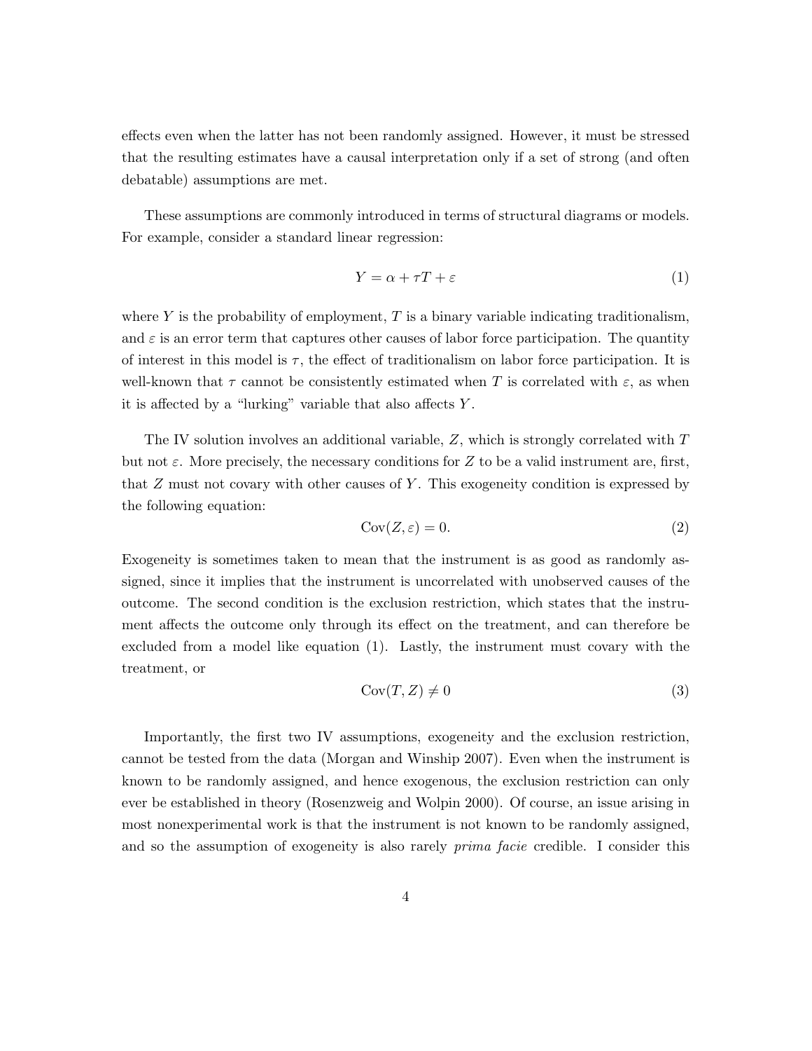effects even when the latter has not been randomly assigned. However, it must be stressed that the resulting estimates have a causal interpretation only if a set of strong (and often debatable) assumptions are met.

These assumptions are commonly introduced in terms of structural diagrams or models. For example, consider a standard linear regression:

$$Y = \alpha + \tau T + \varepsilon \tag{1}$$

where $Y$ is the probability of employment, $T$ is a binary variable indicating traditionalism, and $\varepsilon$ is an error term that captures other causes of labor force participation. The quantity of interest in this model is $\tau$, the effect of traditionalism on labor force participation. It is well-known that $\tau$ cannot be consistently estimated when $T$ is correlated with $\varepsilon$, as when it is affected by a "lurking" variable that also affects $Y$.

The IV solution involves an additional variable, $Z$, which is strongly correlated with $T$ but not $\varepsilon$. More precisely, the necessary conditions for $Z$ to be a valid instrument are, first, that $Z$ must not covary with other causes of $Y$. This exogeneity condition is expressed by the following equation:

$$\text{Cov}(Z, \varepsilon) = 0. \tag{2}$$

Exogeneity is sometimes taken to mean that the instrument is as good as randomly assigned, since it implies that the instrument is uncorrelated with unobserved causes of the outcome. The second condition is the exclusion restriction, which states that the instrument affects the outcome only through its effect on the treatment, and can therefore be excluded from a model like equation (1). Lastly, the instrument must covary with the treatment, or

$$\text{Cov}(T, Z) \neq 0 \tag{3}$$

Importantly, the first two IV assumptions, exogeneity and the exclusion restriction, cannot be tested from the data (Morgan and Winship 2007). Even when the instrument is known to be randomly assigned, and hence exogenous, the exclusion restriction can only ever be established in theory (Rosenzweig and Wolpin 2000). Of course, an issue arising in most nonexperimental work is that the instrument is not known to be randomly assigned, and so the assumption of exogeneity is also rarely *prima facie* credible. I consider this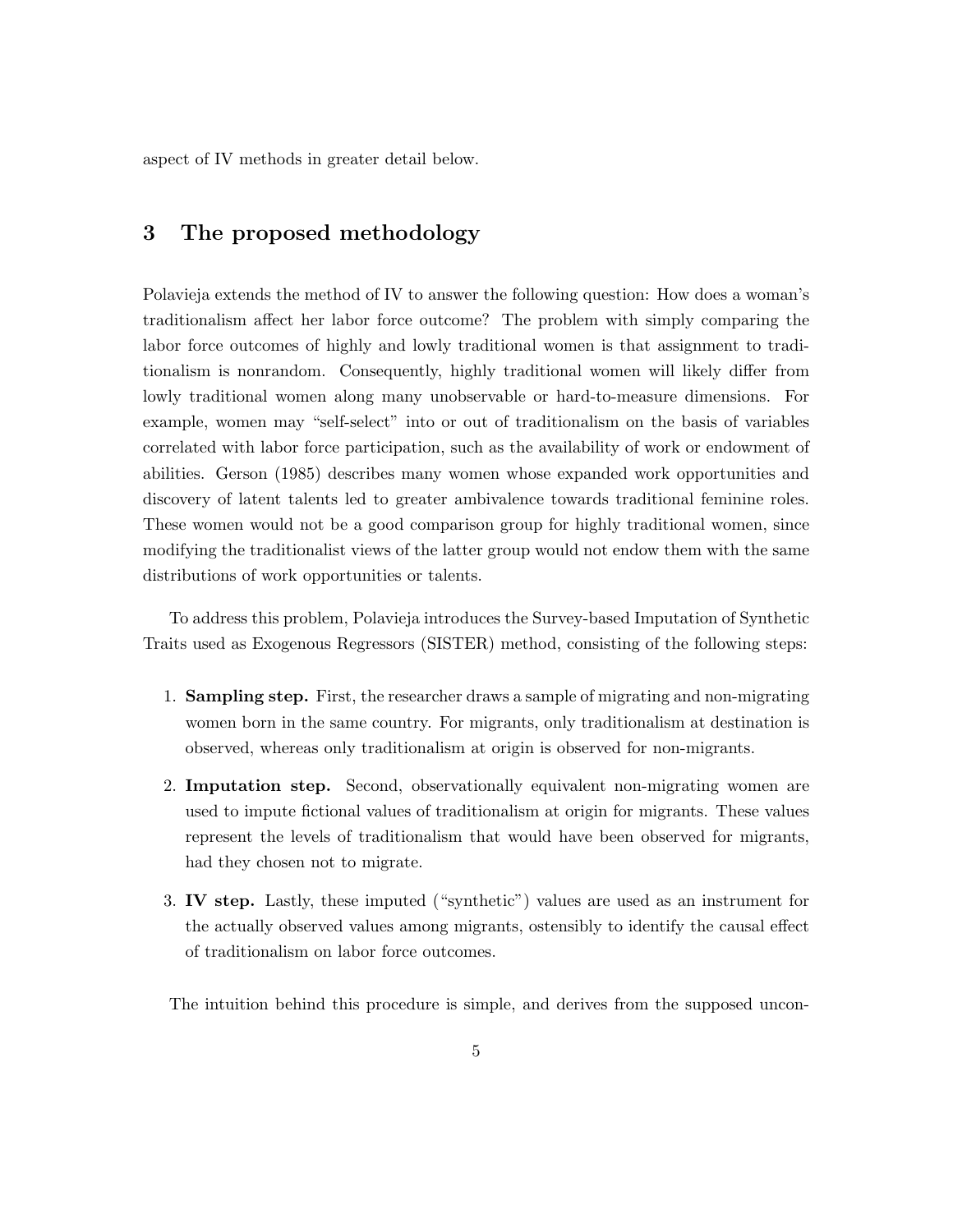aspect of IV methods in greater detail below.

## 3 The proposed methodology

Polavieja extends the method of IV to answer the following question: How does a woman's traditionalism affect her labor force outcome? The problem with simply comparing the labor force outcomes of highly and lowly traditional women is that assignment to traditionalism is nonrandom. Consequently, highly traditional women will likely differ from lowly traditional women along many unobservable or hard-to-measure dimensions. For example, women may "self-select" into or out of traditionalism on the basis of variables correlated with labor force participation, such as the availability of work or endowment of abilities. Gerson (1985) describes many women whose expanded work opportunities and discovery of latent talents led to greater ambivalence towards traditional feminine roles. These women would not be a good comparison group for highly traditional women, since modifying the traditionalist views of the latter group would not endow them with the same distributions of work opportunities or talents.

To address this problem, Polavieja introduces the Survey-based Imputation of Synthetic Traits used as Exogenous Regressors (SISTER) method, consisting of the following steps:

1. **Sampling step.** First, the researcher draws a sample of migrating and non-migrating women born in the same country. For migrants, only traditionalism at destination is observed, whereas only traditionalism at origin is observed for non-migrants.
2. **Imputation step.** Second, observationally equivalent non-migrating women are used to impute fictional values of traditionalism at origin for migrants. These values represent the levels of traditionalism that would have been observed for migrants, had they chosen not to migrate.
3. **IV step.** Lastly, these imputed ("synthetic") values are used as an instrument for the actually observed values among migrants, ostensibly to identify the causal effect of traditionalism on labor force outcomes.

The intuition behind this procedure is simple, and derives from the supposed uncon-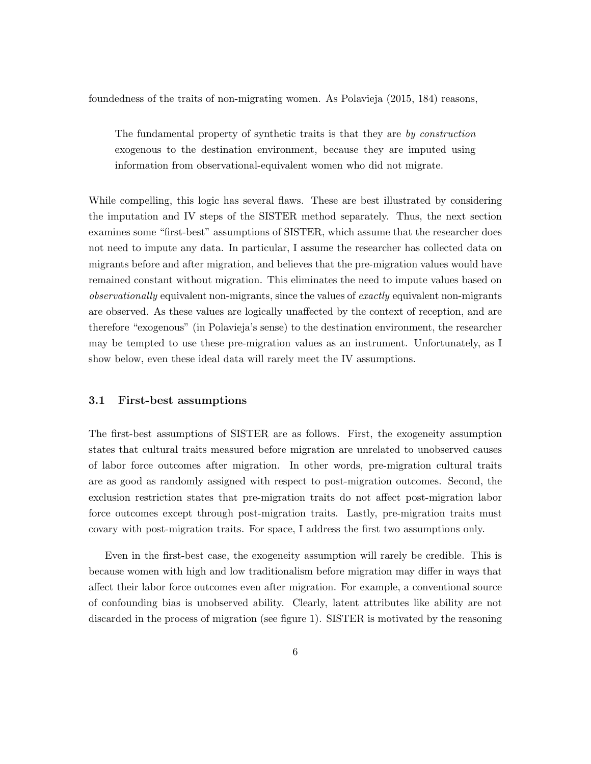foundedness of the traits of non-migrating women. As Polavieja (2015, 184) reasons,

> The fundamental property of synthetic traits is that they are *by construction* exogenous to the destination environment, because they are imputed using information from observational-equivalent women who did not migrate.

While compelling, this logic has several flaws. These are best illustrated by considering the imputation and IV steps of the SISTER method separately. Thus, the next section examines some "first-best" assumptions of SISTER, which assume that the researcher does not need to impute any data. In particular, I assume the researcher has collected data on migrants before and after migration, and believes that the pre-migration values would have remained constant without migration. This eliminates the need to impute values based on *observationally* equivalent non-migrants, since the values of *exactly* equivalent non-migrants are observed. As these values are logically unaffected by the context of reception, and are therefore "exogenous" (in Polavieja's sense) to the destination environment, the researcher may be tempted to use these pre-migration values as an instrument. Unfortunately, as I show below, even these ideal data will rarely meet the IV assumptions.

### 3.1 First-best assumptions

The first-best assumptions of SISTER are as follows. First, the exogeneity assumption states that cultural traits measured before migration are unrelated to unobserved causes of labor force outcomes after migration. In other words, pre-migration cultural traits are as good as randomly assigned with respect to post-migration outcomes. Second, the exclusion restriction states that pre-migration traits do not affect post-migration labor force outcomes except through post-migration traits. Lastly, pre-migration traits must covary with post-migration traits. For space, I address the first two assumptions only.

Even in the first-best case, the exogeneity assumption will rarely be credible. This is because women with high and low traditionalism before migration may differ in ways that affect their labor force outcomes even after migration. For example, a conventional source of confounding bias is unobserved ability. Clearly, latent attributes like ability are not discarded in the process of migration (see figure 1). SISTER is motivated by the reasoning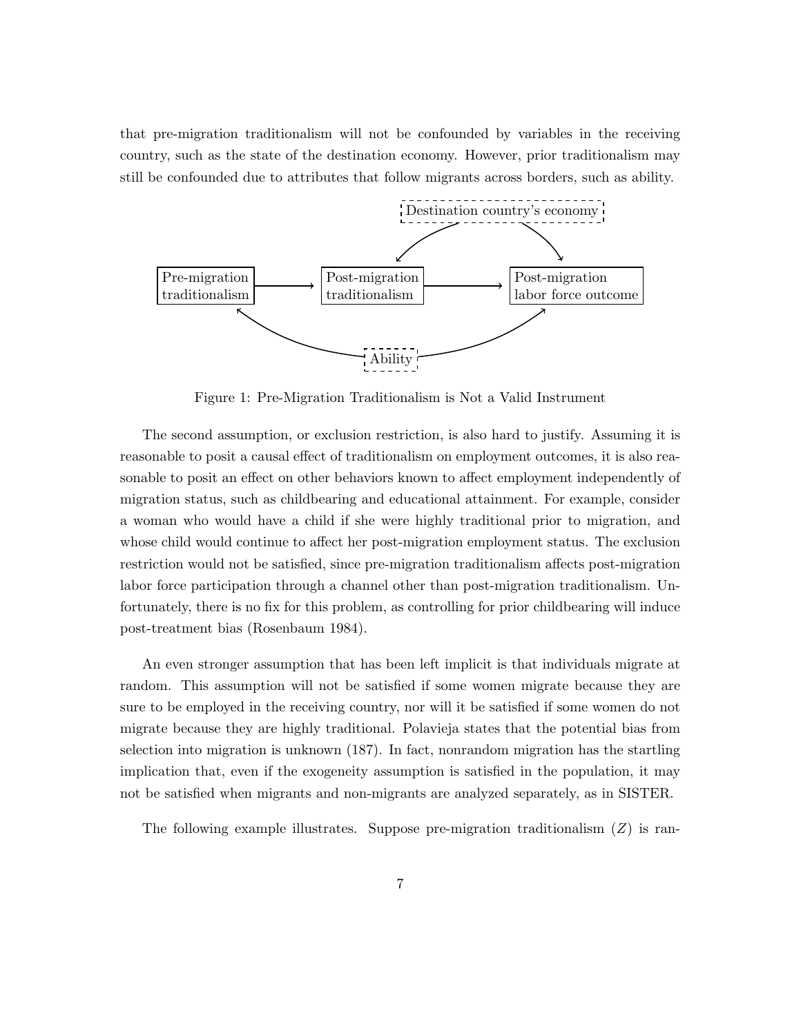that pre-migration traditionalism will not be confounded by variables in the receiving country, such as the state of the destination economy. However, prior traditionalism may still be confounded due to attributes that follow migrants across borders, such as ability.

Figure 1: Pre-Migration Traditionalism is Not a Valid Instrument

The second assumption, or exclusion restriction, is also hard to justify. Assuming it is reasonable to posit a causal effect of traditionalism on employment outcomes, it is also reasonable to posit an effect on other behaviors known to affect employment independently of migration status, such as childbearing and educational attainment. For example, consider a woman who would have a child if she were highly traditional prior to migration, and whose child would continue to affect her post-migration employment status. The exclusion restriction would not be satisfied, since pre-migration traditionalism affects post-migration labor force participation through a channel other than post-migration traditionalism. Unfortunately, there is no fix for this problem, as controlling for prior childbearing will induce post-treatment bias (Rosenbaum 1984).

An even stronger assumption that has been left implicit is that individuals migrate at random. This assumption will not be satisfied if some women migrate because they are sure to be employed in the receiving country, nor will it be satisfied if some women do not migrate because they are highly traditional. Polavieja states that the potential bias from selection into migration is unknown (187). In fact, nonrandom migration has the startling implication that, even if the exogeneity assumption is satisfied in the population, it may not be satisfied when migrants and non-migrants are analyzed separately, as in SISTER.

The following example illustrates. Suppose pre-migration traditionalism ($Z$) is ran-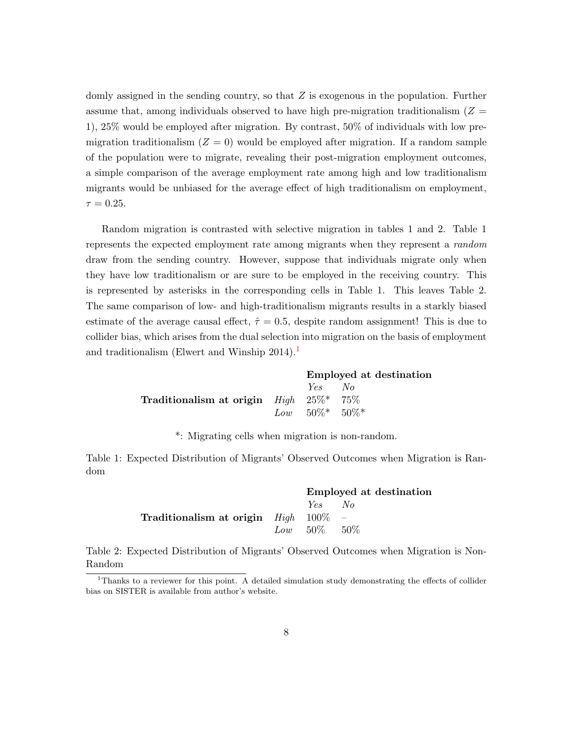domly assigned in the sending country, so that $Z$ is exogenous in the population. Further assume that, among individuals observed to have high pre-migration traditionalism ($Z = 1$), 25% would be employed after migration. By contrast, 50% of individuals with low pre-migration traditionalism ($Z = 0$) would be employed after migration. If a random sample of the population were to migrate, revealing their post-migration employment outcomes, a simple comparison of the average employment rate among high and low traditionalism migrants would be unbiased for the average effect of high traditionalism on employment, $\tau = 0.25$.

Random migration is contrasted with selective migration in tables 1 and 2. Table 1 represents the expected employment rate among migrants when they represent a *random* draw from the sending country. However, suppose that individuals migrate only when they have low traditionalism or are sure to be employed in the receiving country. This is represented by asterisks in the corresponding cells in Table 1. This leaves Table 2. The same comparison of low- and high-traditionalism migrants results in a starkly biased estimate of the average causal effect, $\hat{\tau} = 0.5$, despite random assignment! This is due to collider bias, which arises from the dual selection into migration on the basis of employment and traditionalism (Elwert and Winship 2014).[1]

| | | **Employed at destination** | |
|---|---|---|---|
| | | *Yes* | *No* |
| **Traditionalism at origin** | *High* | 25%* | 75% |
| | *Low* | 50%* | 50%* |

*: Migrating cells when migration is non-random.

Table 1: Expected Distribution of Migrants' Observed Outcomes when Migration is Random

| | | **Employed at destination** | |
|---|---|---|---|
| | | *Yes* | *No* |
| **Traditionalism at origin** | *High* | 100% | – |
| | *Low* | 50% | 50% |

Table 2: Expected Distribution of Migrants' Observed Outcomes when Migration is Non-Random

[1] Thanks to a reviewer for this point. A detailed simulation study demonstrating the effects of collider bias on SISTER is available from author's website.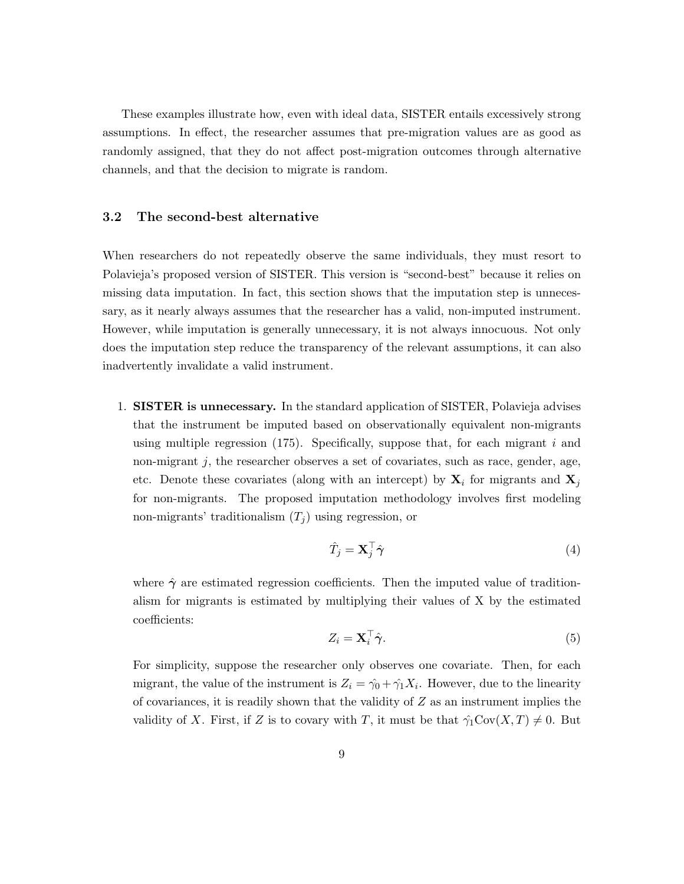These examples illustrate how, even with ideal data, SISTER entails excessively strong assumptions. In effect, the researcher assumes that pre-migration values are as good as randomly assigned, that they do not affect post-migration outcomes through alternative channels, and that the decision to migrate is random.

### 3.2 The second-best alternative

When researchers do not repeatedly observe the same individuals, they must resort to Polavieja's proposed version of SISTER. This version is "second-best" because it relies on missing data imputation. In fact, this section shows that the imputation step is unnecessary, as it nearly always assumes that the researcher has a valid, non-imputed instrument. However, while imputation is generally unnecessary, it is not always innocuous. Not only does the imputation step reduce the transparency of the relevant assumptions, it can also inadvertently invalidate a valid instrument.

1. **SISTER is unnecessary.** In the standard application of SISTER, Polavieja advises that the instrument be imputed based on observationally equivalent non-migrants using multiple regression (175). Specifically, suppose that, for each migrant $i$ and non-migrant $j$, the researcher observes a set of covariates, such as race, gender, age, etc. Denote these covariates (along with an intercept) by $\mathbf{X}_i$ for migrants and $\mathbf{X}_j$ for non-migrants. The proposed imputation methodology involves first modeling non-migrants' traditionalism ($T_j$) using regression, or

$$\hat{T}_j = \mathbf{X}_j^\top \hat{\boldsymbol{\gamma}} \tag{4}$$

where $\hat{\boldsymbol{\gamma}}$ are estimated regression coefficients. Then the imputed value of traditionalism for migrants is estimated by multiplying their values of X by the estimated coefficients:

$$Z_i = \mathbf{X}_i^\top \hat{\boldsymbol{\gamma}}. \tag{5}$$

For simplicity, suppose the researcher only observes one covariate. Then, for each migrant, the value of the instrument is $Z_i = \hat{\gamma}_0 + \hat{\gamma}_1 X_i$. However, due to the linearity of covariances, it is readily shown that the validity of $Z$ as an instrument implies the validity of $X$. First, if $Z$ is to covary with $T$, it must be that $\hat{\gamma}_1 \text{Cov}(X, T) \neq 0$. But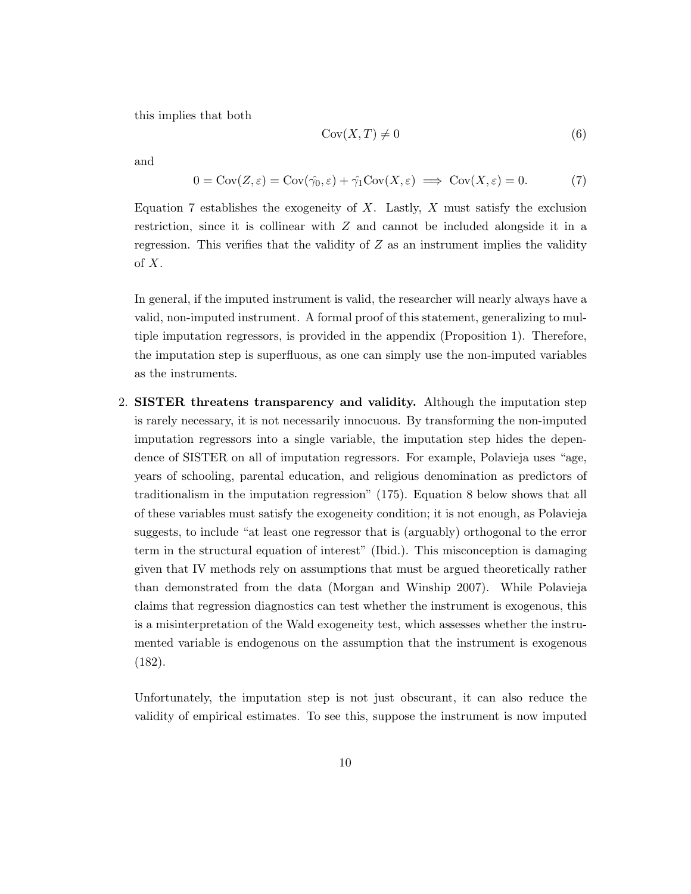this implies that both

$$\text{Cov}(X, T) \neq 0 \tag{6}$$

and

$$0 = \text{Cov}(Z, \varepsilon) = \text{Cov}(\hat{\gamma_0}, \varepsilon) + \hat{\gamma_1}\text{Cov}(X, \varepsilon) \implies \text{Cov}(X, \varepsilon) = 0. \tag{7}$$

Equation 7 establishes the exogeneity of $X$. Lastly, $X$ must satisfy the exclusion restriction, since it is collinear with $Z$ and cannot be included alongside it in a regression. This verifies that the validity of $Z$ as an instrument implies the validity of $X$.

In general, if the imputed instrument is valid, the researcher will nearly always have a valid, non-imputed instrument. A formal proof of this statement, generalizing to multiple imputation regressors, is provided in the appendix (Proposition 1). Therefore, the imputation step is superfluous, as one can simply use the non-imputed variables as the instruments.

2. **SISTER threatens transparency and validity.** Although the imputation step is rarely necessary, it is not necessarily innocuous. By transforming the non-imputed imputation regressors into a single variable, the imputation step hides the dependence of SISTER on all of imputation regressors. For example, Polavieja uses "age, years of schooling, parental education, and religious denomination as predictors of traditionalism in the imputation regression" (175). Equation 8 below shows that all of these variables must satisfy the exogeneity condition; it is not enough, as Polavieja suggests, to include "at least one regressor that is (arguably) orthogonal to the error term in the structural equation of interest" (Ibid.). This misconception is damaging given that IV methods rely on assumptions that must be argued theoretically rather than demonstrated from the data (Morgan and Winship 2007). While Polavieja claims that regression diagnostics can test whether the instrument is exogenous, this is a misinterpretation of the Wald exogeneity test, which assesses whether the instrumented variable is endogenous on the assumption that the instrument is exogenous (182).

   Unfortunately, the imputation step is not just obscurant, it can also reduce the validity of empirical estimates. To see this, suppose the instrument is now imputed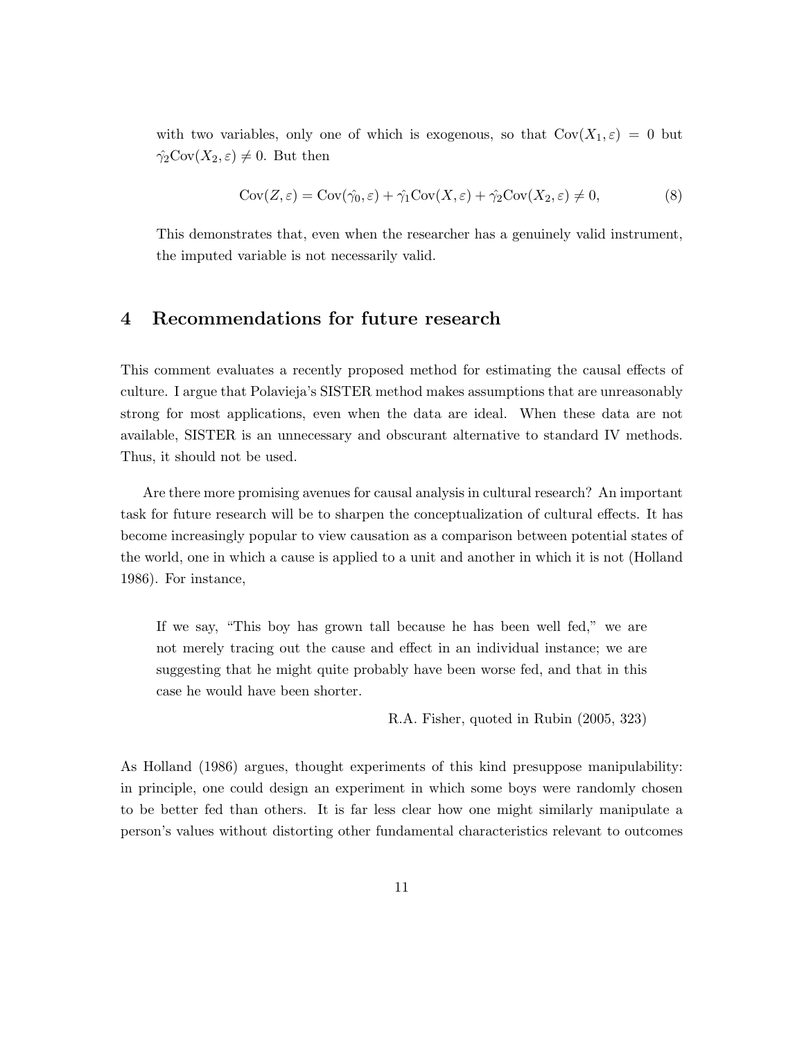with two variables, only one of which is exogenous, so that $\text{Cov}(X_1, \varepsilon) = 0$ but $\hat{\gamma_2}\text{Cov}(X_2, \varepsilon) \neq 0$. But then

$$\text{Cov}(Z, \varepsilon) = \text{Cov}(\hat{\gamma_0}, \varepsilon) + \hat{\gamma_1}\text{Cov}(X, \varepsilon) + \hat{\gamma_2}\text{Cov}(X_2, \varepsilon) \neq 0, \tag{8}$$

This demonstrates that, even when the researcher has a genuinely valid instrument, the imputed variable is not necessarily valid.

## 4 Recommendations for future research

This comment evaluates a recently proposed method for estimating the causal effects of culture. I argue that Polavieja's SISTER method makes assumptions that are unreasonably strong for most applications, even when the data are ideal. When these data are not available, SISTER is an unnecessary and obscurant alternative to standard IV methods. Thus, it should not be used.

Are there more promising avenues for causal analysis in cultural research? An important task for future research will be to sharpen the conceptualization of cultural effects. It has become increasingly popular to view causation as a comparison between potential states of the world, one in which a cause is applied to a unit and another in which it is not (Holland 1986). For instance,

> If we say, "This boy has grown tall because he has been well fed," we are not merely tracing out the cause and effect in an individual instance; we are suggesting that he might quite probably have been worse fed, and that in this case he would have been shorter.
>
> R.A. Fisher, quoted in Rubin (2005, 323)

As Holland (1986) argues, thought experiments of this kind presuppose manipulability: in principle, one could design an experiment in which some boys were randomly chosen to be better fed than others. It is far less clear how one might similarly manipulate a person's values without distorting other fundamental characteristics relevant to outcomes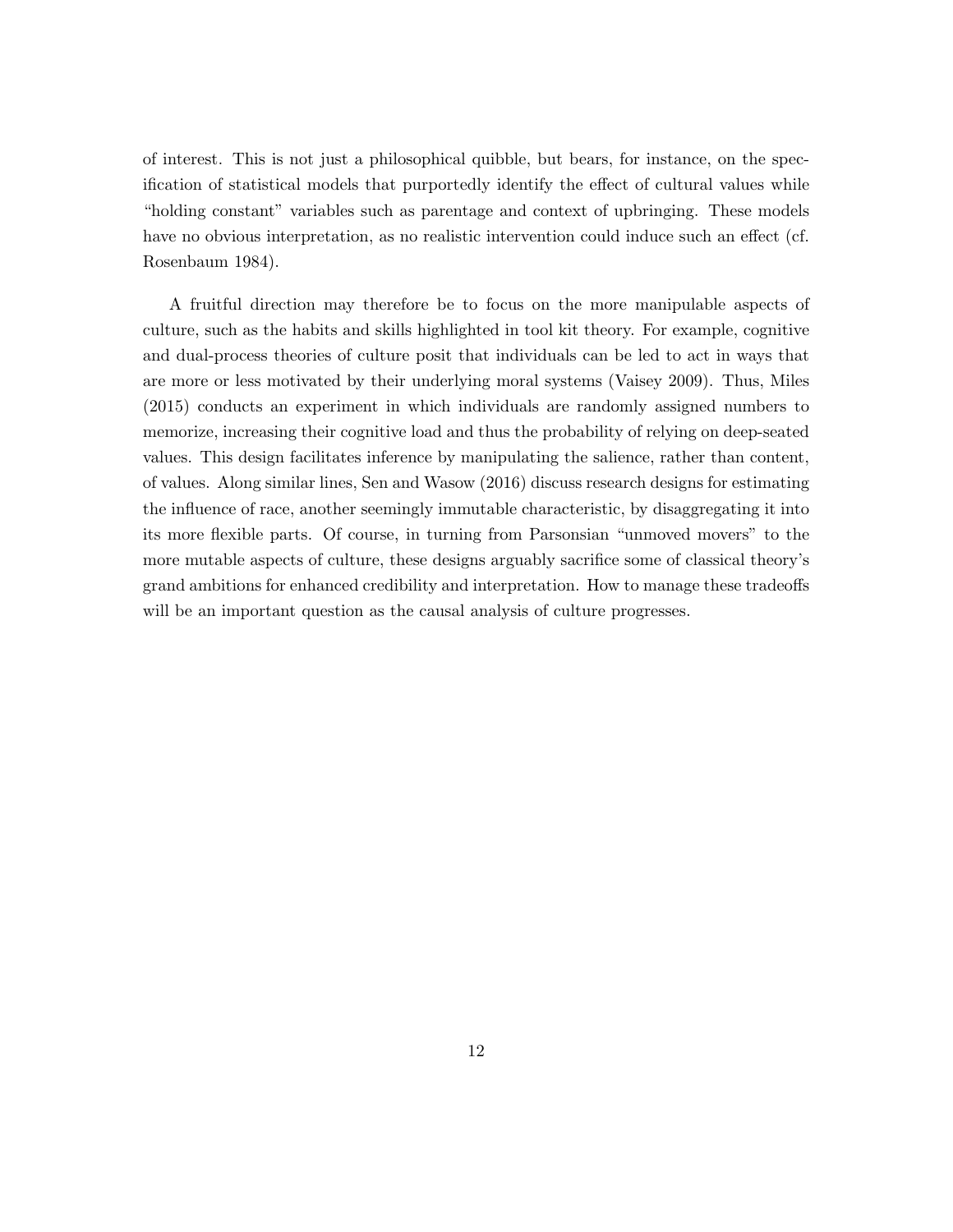of interest. This is not just a philosophical quibble, but bears, for instance, on the specification of statistical models that purportedly identify the effect of cultural values while "holding constant" variables such as parentage and context of upbringing. These models have no obvious interpretation, as no realistic intervention could induce such an effect (cf. Rosenbaum 1984).

A fruitful direction may therefore be to focus on the more manipulable aspects of culture, such as the habits and skills highlighted in tool kit theory. For example, cognitive and dual-process theories of culture posit that individuals can be led to act in ways that are more or less motivated by their underlying moral systems (Vaisey 2009). Thus, Miles (2015) conducts an experiment in which individuals are randomly assigned numbers to memorize, increasing their cognitive load and thus the probability of relying on deep-seated values. This design facilitates inference by manipulating the salience, rather than content, of values. Along similar lines, Sen and Wasow (2016) discuss research designs for estimating the influence of race, another seemingly immutable characteristic, by disaggregating it into its more flexible parts. Of course, in turning from Parsonsian "unmoved movers" to the more mutable aspects of culture, these designs arguably sacrifice some of classical theory's grand ambitions for enhanced credibility and interpretation. How to manage these tradeoffs will be an important question as the causal analysis of culture progresses.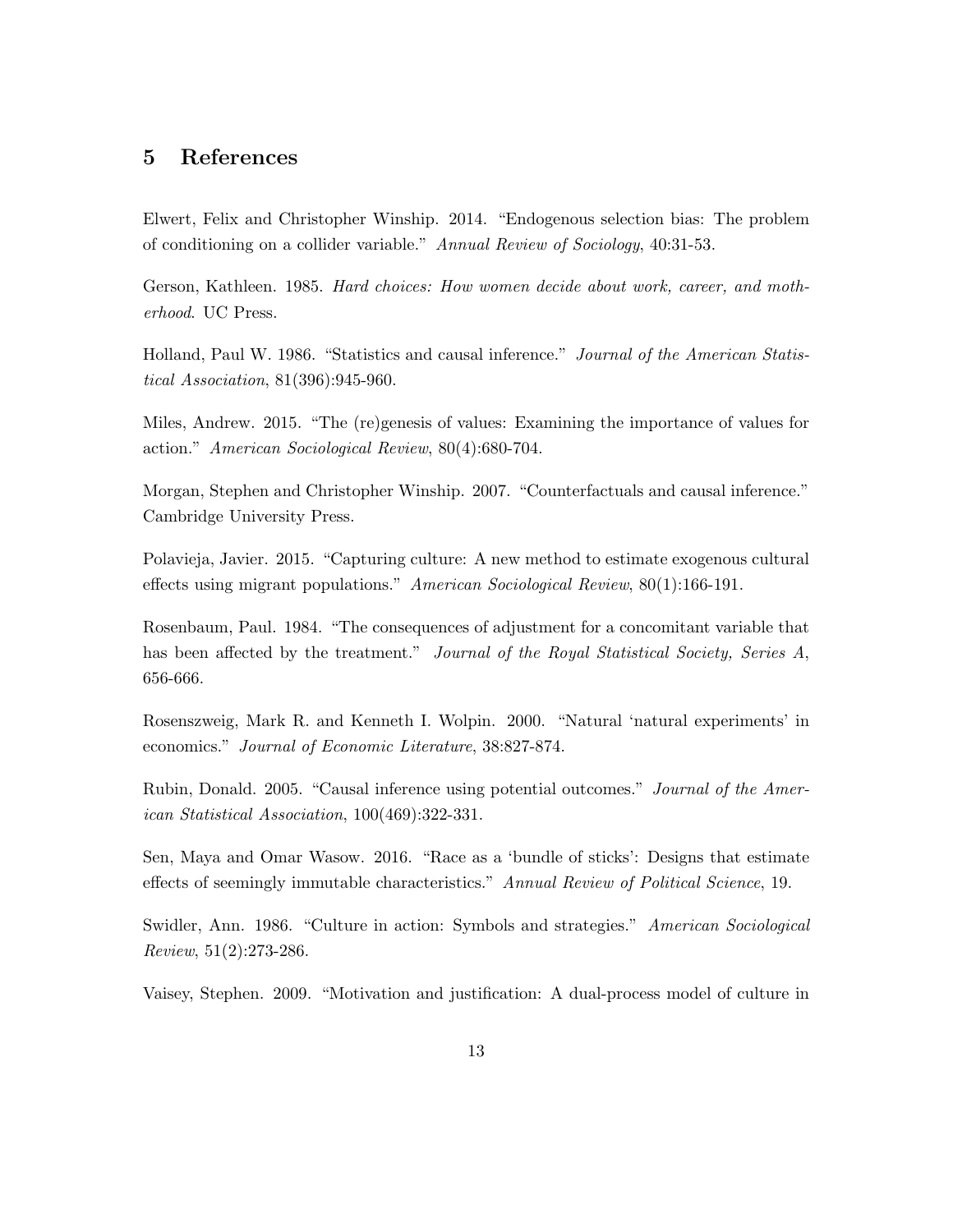## 5 References

Elwert, Felix and Christopher Winship. 2014. "Endogenous selection bias: The problem of conditioning on a collider variable." *Annual Review of Sociology*, 40:31-53.

Gerson, Kathleen. 1985. *Hard choices: How women decide about work, career, and motherhood*. UC Press.

Holland, Paul W. 1986. "Statistics and causal inference." *Journal of the American Statistical Association*, 81(396):945-960.

Miles, Andrew. 2015. "The (re)genesis of values: Examining the importance of values for action." *American Sociological Review*, 80(4):680-704.

Morgan, Stephen and Christopher Winship. 2007. "Counterfactuals and causal inference." Cambridge University Press.

Polavieja, Javier. 2015. "Capturing culture: A new method to estimate exogenous cultural effects using migrant populations." *American Sociological Review*, 80(1):166-191.

Rosenbaum, Paul. 1984. "The consequences of adjustment for a concomitant variable that has been affected by the treatment." *Journal of the Royal Statistical Society, Series A*, 656-666.

Rosenszweig, Mark R. and Kenneth I. Wolpin. 2000. "Natural 'natural experiments' in economics." *Journal of Economic Literature*, 38:827-874.

Rubin, Donald. 2005. "Causal inference using potential outcomes." *Journal of the American Statistical Association*, 100(469):322-331.

Sen, Maya and Omar Wasow. 2016. "Race as a 'bundle of sticks': Designs that estimate effects of seemingly immutable characteristics." *Annual Review of Political Science*, 19.

Swidler, Ann. 1986. "Culture in action: Symbols and strategies." *American Sociological Review*, 51(2):273-286.

Vaisey, Stephen. 2009. "Motivation and justification: A dual-process model of culture in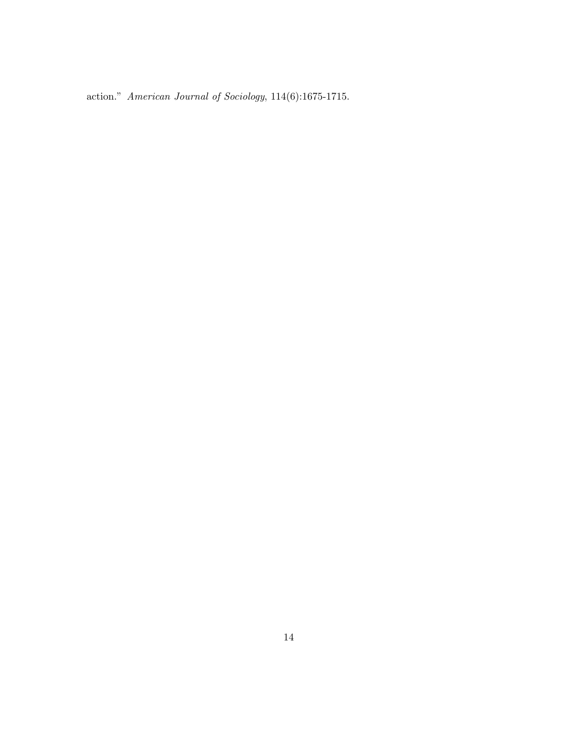action." *American Journal of Sociology*, 114(6):1675-1715.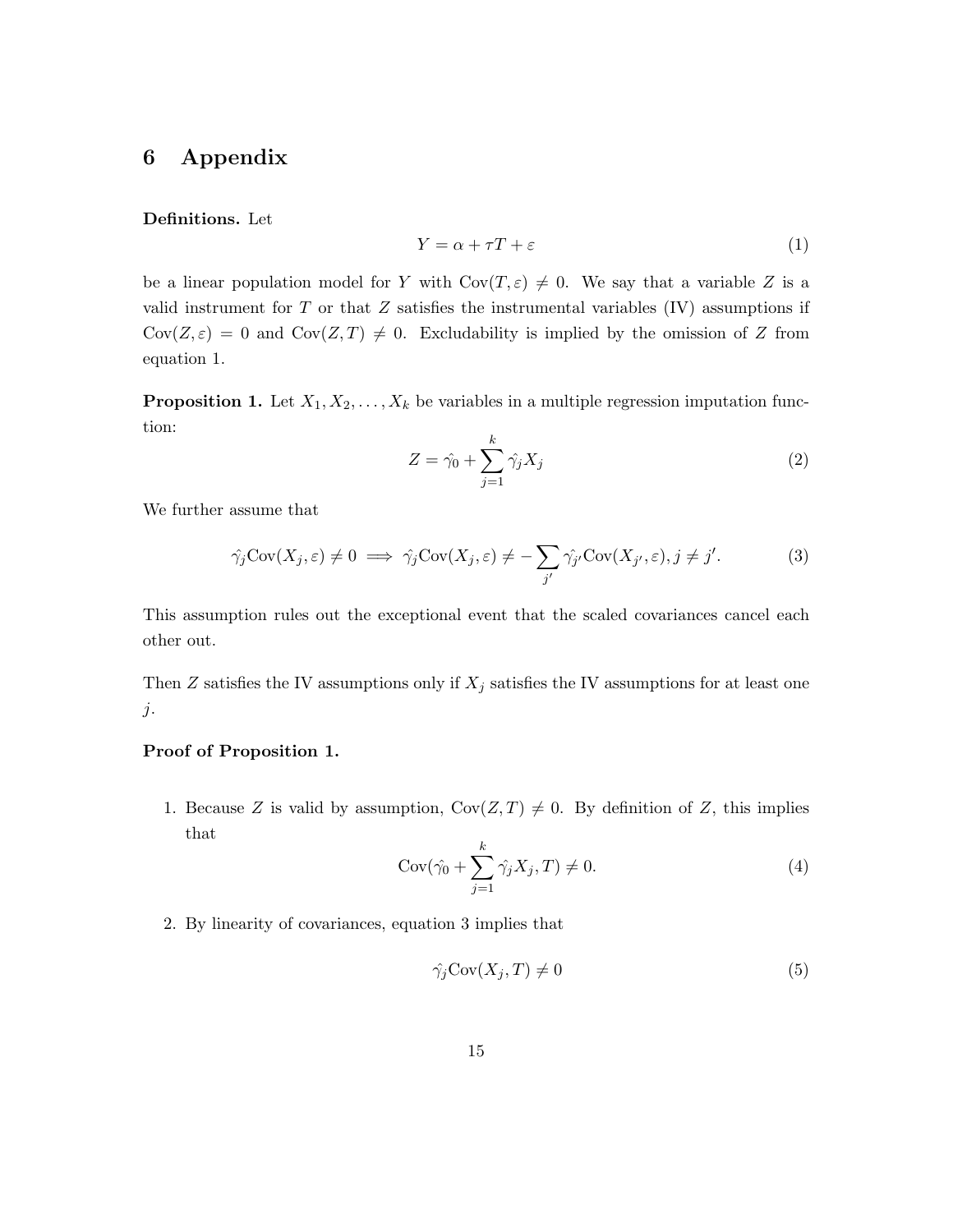## 6 Appendix

**Definitions.** Let

$$Y = \alpha + \tau T + \varepsilon \tag{1}$$

be a linear population model for $Y$ with $\text{Cov}(T, \varepsilon) \neq 0$. We say that a variable $Z$ is a valid instrument for $T$ or that $Z$ satisfies the instrumental variables (IV) assumptions if $\text{Cov}(Z, \varepsilon) = 0$ and $\text{Cov}(Z, T) \neq 0$. Excludability is implied by the omission of $Z$ from equation 1.

**Proposition 1.** Let $X_1, X_2, \ldots, X_k$ be variables in a multiple regression imputation function:

$$Z = \hat{\gamma}_0 + \sum_{j=1}^{k} \hat{\gamma}_j X_j \tag{2}$$

We further assume that

$$\hat{\gamma}_j \text{Cov}(X_j, \varepsilon) \neq 0 \implies \hat{\gamma}_j \text{Cov}(X_j, \varepsilon) \neq -\sum_{j'} \hat{\gamma}_{j'} \text{Cov}(X_{j'}, \varepsilon), j \neq j'. \tag{3}$$

This assumption rules out the exceptional event that the scaled covariances cancel each other out.

Then $Z$ satisfies the IV assumptions only if $X_j$ satisfies the IV assumptions for at least one $j$.

**Proof of Proposition 1.**

1. Because $Z$ is valid by assumption, $\text{Cov}(Z, T) \neq 0$. By definition of $Z$, this implies that

$$\text{Cov}(\hat{\gamma}_0 + \sum_{j=1}^{k} \hat{\gamma}_j X_j, T) \neq 0. \tag{4}$$

2. By linearity of covariances, equation 3 implies that

$$\hat{\gamma}_j \text{Cov}(X_j, T) \neq 0 \tag{5}$$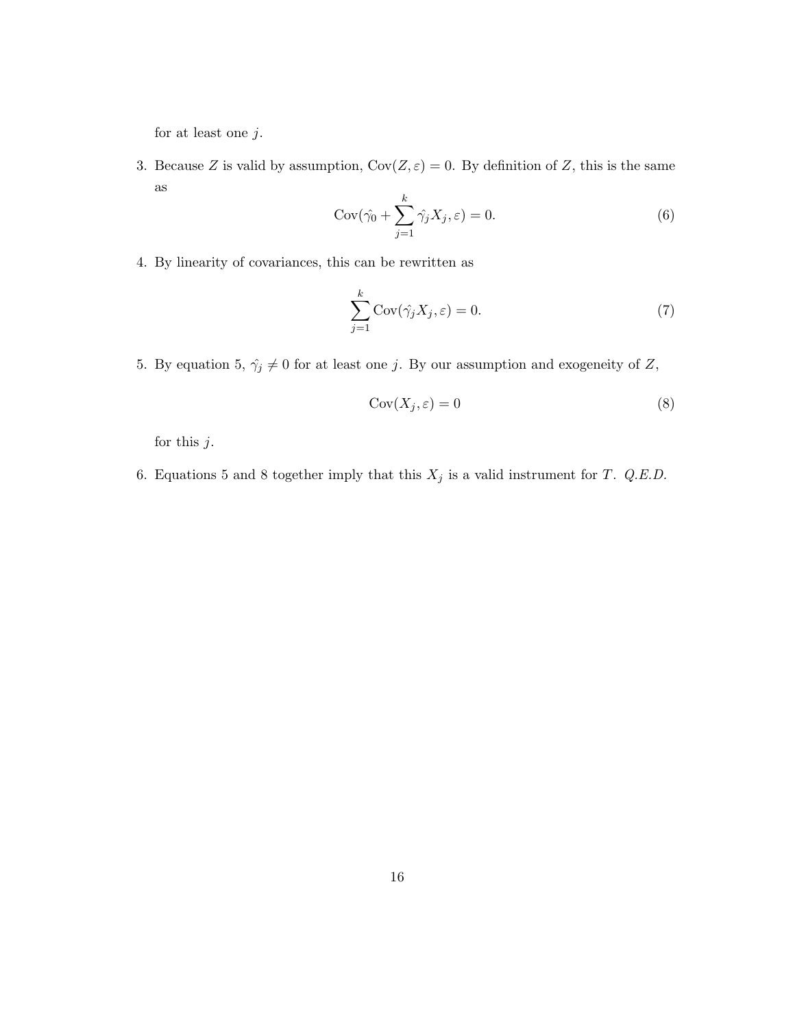for at least one $j$.

3. Because $Z$ is valid by assumption, $\text{Cov}(Z, \varepsilon) = 0$. By definition of $Z$, this is the same as

$$\text{Cov}(\hat{\gamma_0} + \sum_{j=1}^{k} \hat{\gamma_j} X_j, \varepsilon) = 0. \tag{6}$$

4. By linearity of covariances, this can be rewritten as

$$\sum_{j=1}^{k} \text{Cov}(\hat{\gamma_j} X_j, \varepsilon) = 0. \tag{7}$$

5. By equation 5, $\hat{\gamma_j} \neq 0$ for at least one $j$. By our assumption and exogeneity of $Z$,

$$\text{Cov}(X_j, \varepsilon) = 0 \tag{8}$$

for this $j$.

6. Equations 5 and 8 together imply that this $X_j$ is a valid instrument for $T$. *Q.E.D.*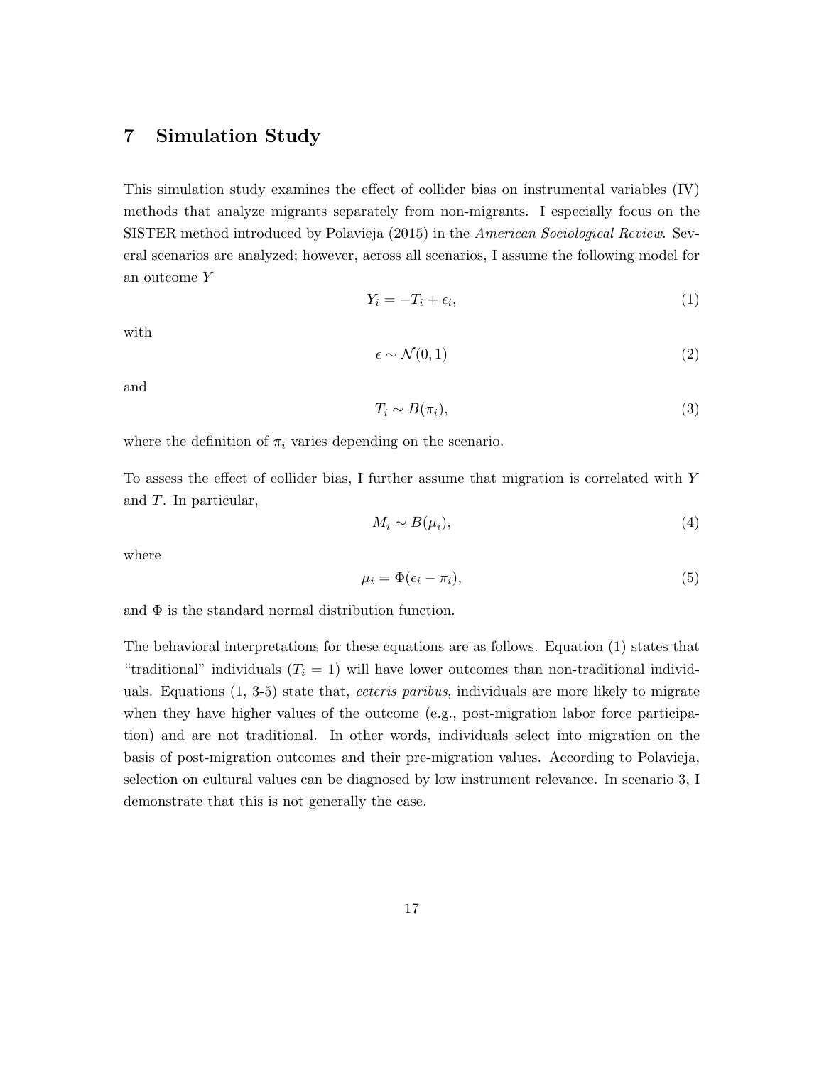## 7 Simulation Study

This simulation study examines the effect of collider bias on instrumental variables (IV) methods that analyze migrants separately from non-migrants. I especially focus on the SISTER method introduced by Polavieja (2015) in the *American Sociological Review*. Several scenarios are analyzed; however, across all scenarios, I assume the following model for an outcome $Y$

$$Y_i = -T_i + \epsilon_i, \tag{1}$$

with

$$\epsilon \sim \mathcal{N}(0, 1) \tag{2}$$

and

$$T_i \sim B(\pi_i), \tag{3}$$

where the definition of $\pi_i$ varies depending on the scenario.

To assess the effect of collider bias, I further assume that migration is correlated with $Y$ and $T$. In particular,

$$M_i \sim B(\mu_i), \tag{4}$$

where

$$\mu_i = \Phi(\epsilon_i - \pi_i), \tag{5}$$

and $\Phi$ is the standard normal distribution function.

The behavioral interpretations for these equations are as follows. Equation (1) states that "traditional" individuals ($T_i = 1$) will have lower outcomes than non-traditional individuals. Equations (1, 3-5) state that, *ceteris paribus*, individuals are more likely to migrate when they have higher values of the outcome (e.g., post-migration labor force participation) and are not traditional. In other words, individuals select into migration on the basis of post-migration outcomes and their pre-migration values. According to Polavieja, selection on cultural values can be diagnosed by low instrument relevance. In scenario 3, I demonstrate that this is not generally the case.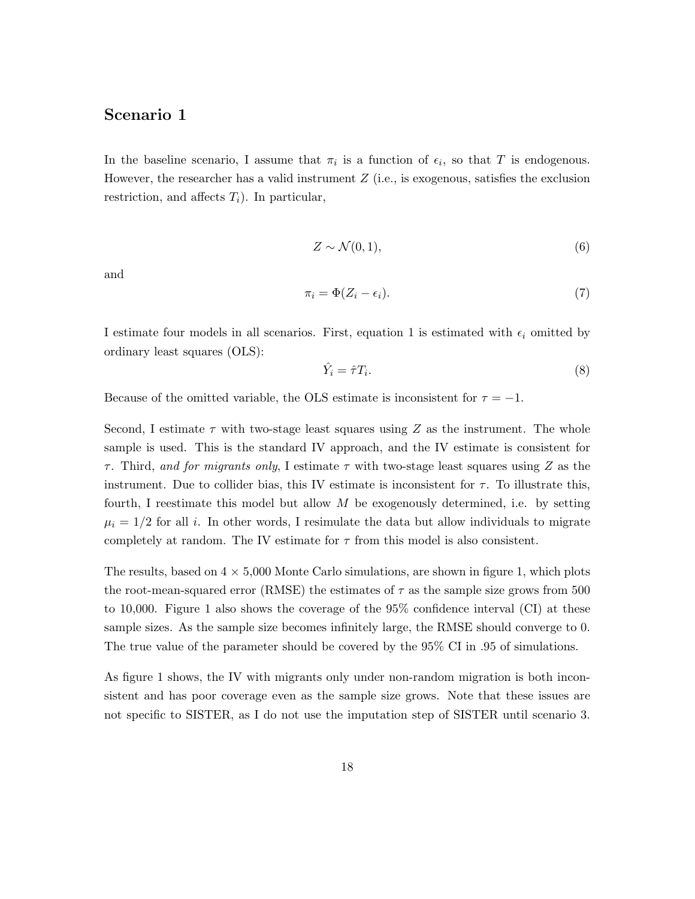## Scenario 1

In the baseline scenario, I assume that $\pi_i$ is a function of $\epsilon_i$, so that $T$ is endogenous. However, the researcher has a valid instrument $Z$ (i.e., is exogenous, satisfies the exclusion restriction, and affects $T_i$). In particular,

$$Z \sim \mathcal{N}(0, 1), \tag{6}$$

and

$$\pi_i = \Phi(Z_i - \epsilon_i). \tag{7}$$

I estimate four models in all scenarios. First, equation 1 is estimated with $\epsilon_i$ omitted by ordinary least squares (OLS):

$$\hat{Y}_i = \hat{\tau} T_i. \tag{8}$$

Because of the omitted variable, the OLS estimate is inconsistent for $\tau = -1$.

Second, I estimate $\tau$ with two-stage least squares using $Z$ as the instrument. The whole sample is used. This is the standard IV approach, and the IV estimate is consistent for $\tau$. Third, *and for migrants only*, I estimate $\tau$ with two-stage least squares using $Z$ as the instrument. Due to collider bias, this IV estimate is inconsistent for $\tau$. To illustrate this, fourth, I reestimate this model but allow $M$ be exogenously determined, i.e. by setting $\mu_i = 1/2$ for all $i$. In other words, I resimulate the data but allow individuals to migrate completely at random. The IV estimate for $\tau$ from this model is also consistent.

The results, based on $4 \times 5{,}000$ Monte Carlo simulations, are shown in figure 1, which plots the root-mean-squared error (RMSE) the estimates of $\tau$ as the sample size grows from 500 to 10,000. Figure 1 also shows the coverage of the 95% confidence interval (CI) at these sample sizes. As the sample size becomes infinitely large, the RMSE should converge to 0. The true value of the parameter should be covered by the 95% CI in .95 of simulations.

As figure 1 shows, the IV with migrants only under non-random migration is both inconsistent and has poor coverage even as the sample size grows. Note that these issues are not specific to SISTER, as I do not use the imputation step of SISTER until scenario 3.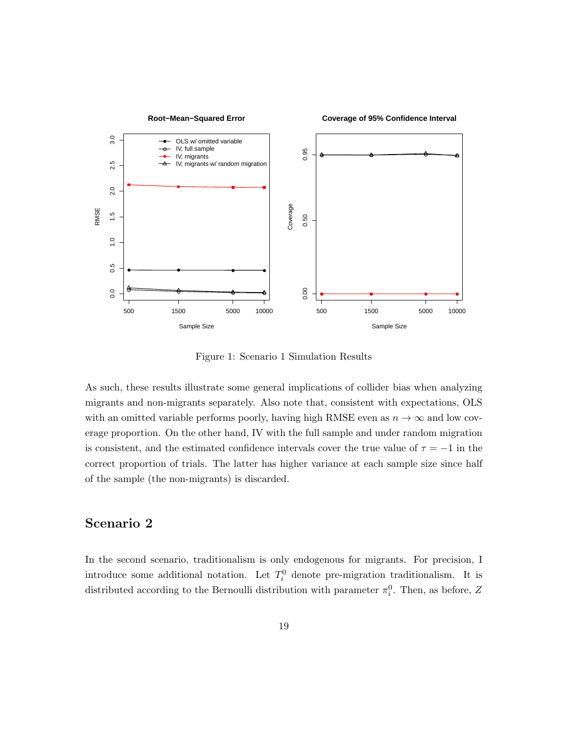Figure 1: Scenario 1 Simulation Results

As such, these results illustrate some general implications of collider bias when analyzing migrants and non-migrants separately. Also note that, consistent with expectations, OLS with an omitted variable performs poorly, having high RMSE even as $n \to \infty$ and low coverage proportion. On the other hand, IV with the full sample and under random migration is consistent, and the estimated confidence intervals cover the true value of $\tau = -1$ in the correct proportion of trials. The latter has higher variance at each sample size since half of the sample (the non-migrants) is discarded.

## Scenario 2

In the second scenario, traditionalism is only endogenous for migrants. For precision, I introduce some additional notation. Let $T_i^0$ denote pre-migration traditionalism. It is distributed according to the Bernoulli distribution with parameter $\pi_i^0$. Then, as before, $Z$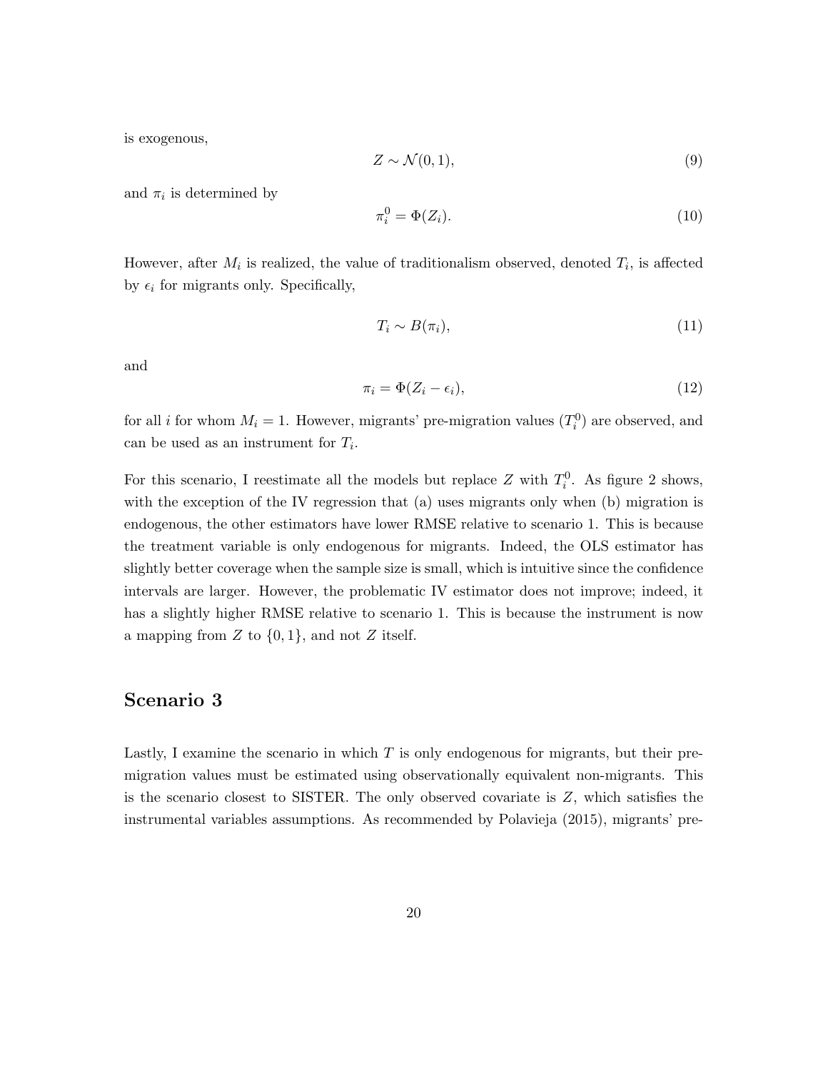is exogenous,

$$Z \sim \mathcal{N}(0, 1), \tag{9}$$

and $\pi_i$ is determined by

$$\pi_i^0 = \Phi(Z_i). \tag{10}$$

However, after $M_i$ is realized, the value of traditionalism observed, denoted $T_i$, is affected by $\epsilon_i$ for migrants only. Specifically,

$$T_i \sim B(\pi_i), \tag{11}$$

and

$$\pi_i = \Phi(Z_i - \epsilon_i), \tag{12}$$

for all $i$ for whom $M_i = 1$. However, migrants' pre-migration values ($T_i^0$) are observed, and can be used as an instrument for $T_i$.

For this scenario, I reestimate all the models but replace $Z$ with $T_i^0$. As figure 2 shows, with the exception of the IV regression that (a) uses migrants only when (b) migration is endogenous, the other estimators have lower RMSE relative to scenario 1. This is because the treatment variable is only endogenous for migrants. Indeed, the OLS estimator has slightly better coverage when the sample size is small, which is intuitive since the confidence intervals are larger. However, the problematic IV estimator does not improve; indeed, it has a slightly higher RMSE relative to scenario 1. This is because the instrument is now a mapping from $Z$ to $\{0, 1\}$, and not $Z$ itself.

## Scenario 3

Lastly, I examine the scenario in which $T$ is only endogenous for migrants, but their pre-migration values must be estimated using observationally equivalent non-migrants. This is the scenario closest to SISTER. The only observed covariate is $Z$, which satisfies the instrumental variables assumptions. As recommended by Polavieja (2015), migrants' pre-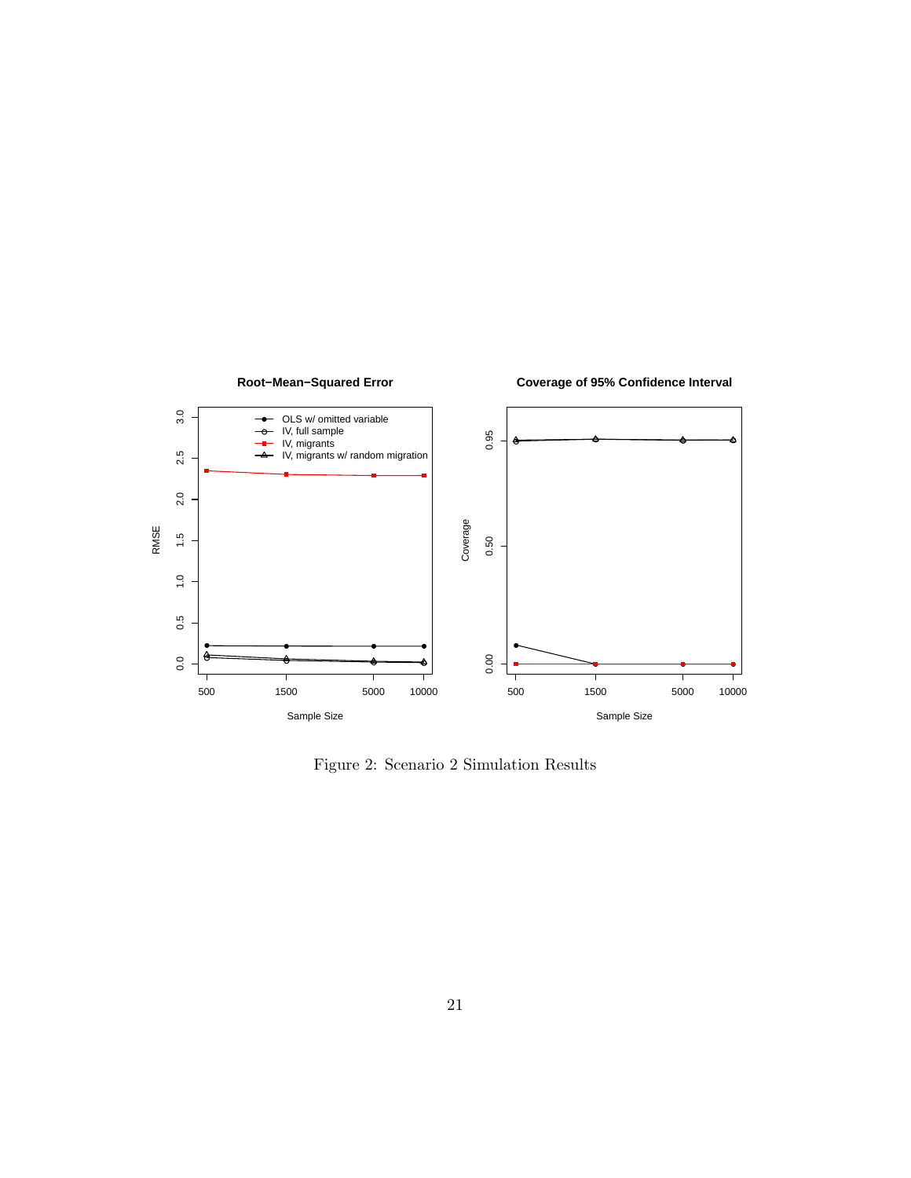Figure 2: Scenario 2 Simulation Results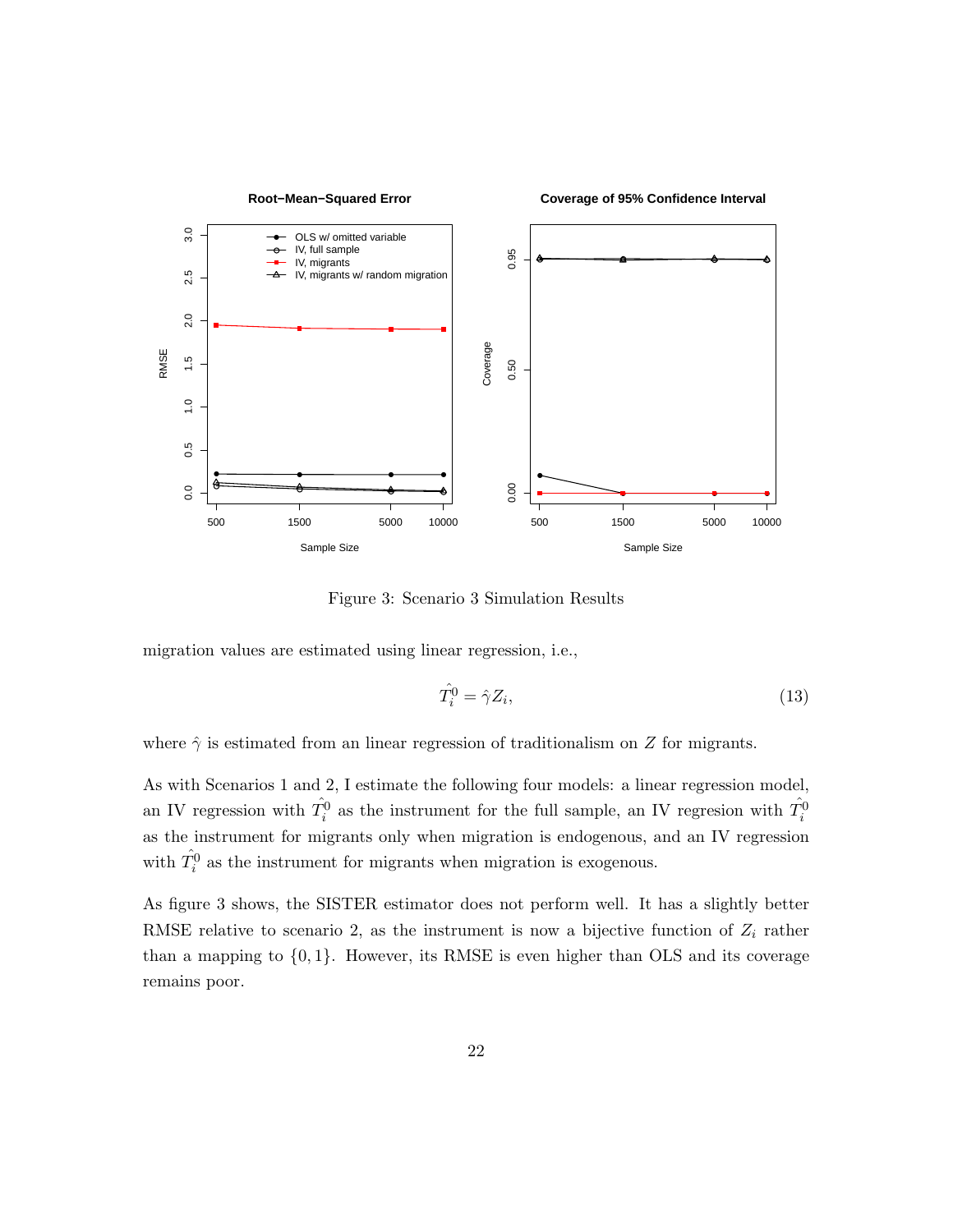Figure 3: Scenario 3 Simulation Results

migration values are estimated using linear regression, i.e.,

$$\hat{T_i^0} = \hat{\gamma} Z_i, \tag{13}$$

where $\hat{\gamma}$ is estimated from an linear regression of traditionalism on $Z$ for migrants.

As with Scenarios 1 and 2, I estimate the following four models: a linear regression model, an IV regression with $\hat{T_i^0}$ as the instrument for the full sample, an IV regresion with $\hat{T_i^0}$ as the instrument for migrants only when migration is endogenous, and an IV regression with $\hat{T_i^0}$ as the instrument for migrants when migration is exogenous.

As figure 3 shows, the SISTER estimator does not perform well. It has a slightly better RMSE relative to scenario 2, as the instrument is now a bijective function of $Z_i$ rather than a mapping to $\{0, 1\}$. However, its RMSE is even higher than OLS and its coverage remains poor.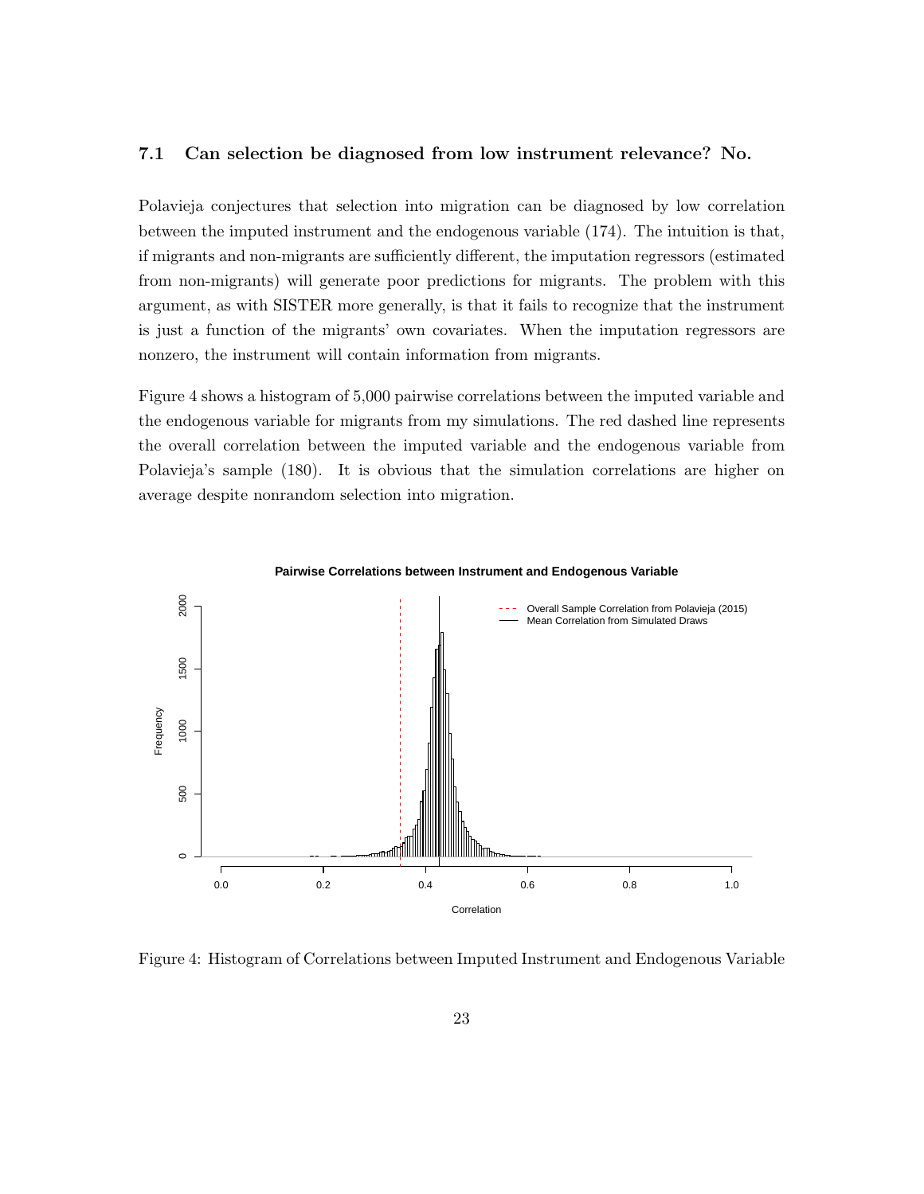### 7.1 Can selection be diagnosed from low instrument relevance? No.

Polavieja conjectures that selection into migration can be diagnosed by low correlation between the imputed instrument and the endogenous variable (174). The intuition is that, if migrants and non-migrants are sufficiently different, the imputation regressors (estimated from non-migrants) will generate poor predictions for migrants. The problem with this argument, as with SISTER more generally, is that it fails to recognize that the instrument is just a function of the migrants' own covariates. When the imputation regressors are nonzero, the instrument will contain information from migrants.

Figure 4 shows a histogram of 5,000 pairwise correlations between the imputed variable and the endogenous variable for migrants from my simulations. The red dashed line represents the overall correlation between the imputed variable and the endogenous variable from Polavieja's sample (180). It is obvious that the simulation correlations are higher on average despite nonrandom selection into migration.

Figure 4: Histogram of Correlations between Imputed Instrument and Endogenous Variable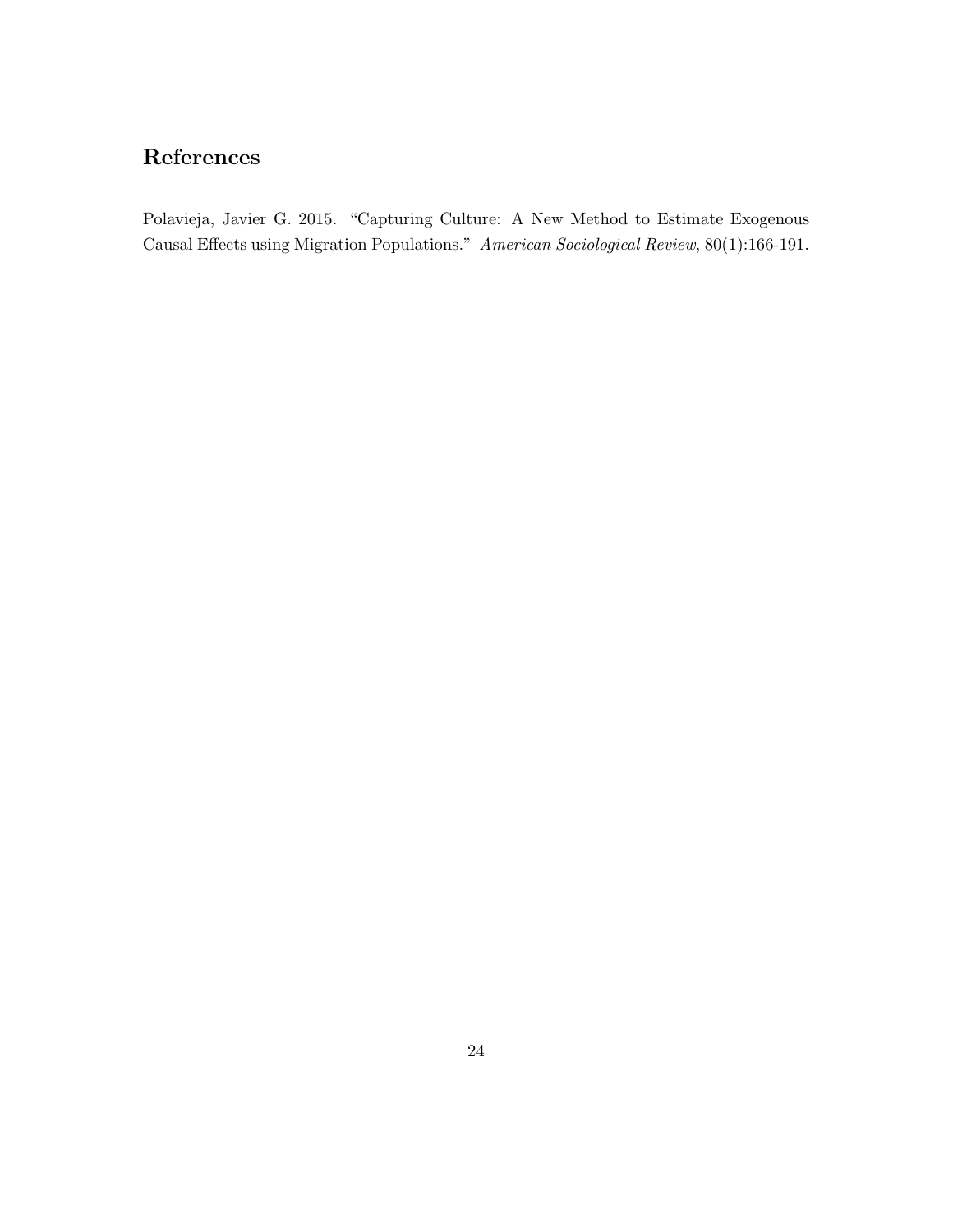## References

Polavieja, Javier G. 2015. "Capturing Culture: A New Method to Estimate Exogenous Causal Effects using Migration Populations." *American Sociological Review*, 80(1):166-191.